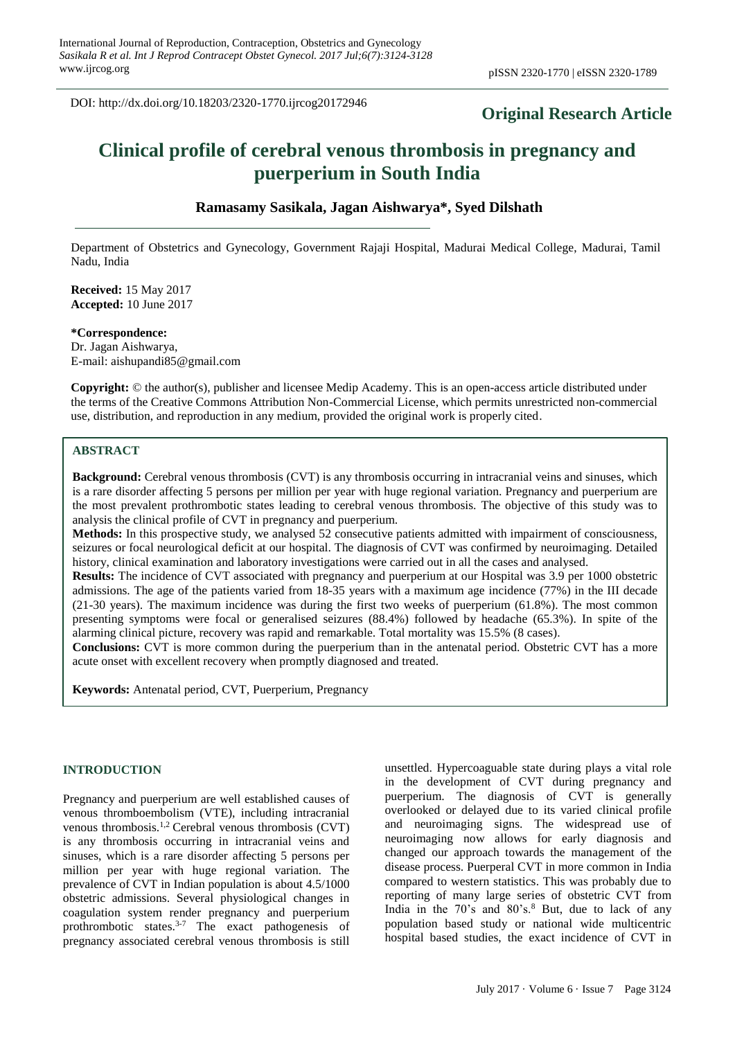DOI: http://dx.doi.org/10.18203/2320-1770.ijrcog20172946

**Original Research Article**

# Clinical profile of cerebral venous thrombosis in pregnancy and puerperium in South India

**Ramasamy Sasikala, Jagan Aishwarya*, Syed Dilshath**

Department of Obstetrics and Gynecology, Government Rajaji Hospital, Madurai Medical College, Madurai, Tamil Nadu, India

**Received:** 15 May 2017
**Accepted:** 10 June 2017

***Correspondence:**
Dr. Jagan Aishwarya,
E-mail: aishupandi85@gmail.com

**Copyright:** © the author(s), publisher and licensee Medip Academy. This is an open-access article distributed under the terms of the Creative Commons Attribution Non-Commercial License, which permits unrestricted non-commercial use, distribution, and reproduction in any medium, provided the original work is properly cited.

## ABSTRACT

**Background:** Cerebral venous thrombosis (CVT) is any thrombosis occurring in intracranial veins and sinuses, which is a rare disorder affecting 5 persons per million per year with huge regional variation. Pregnancy and puerperium are the most prevalent prothrombotic states leading to cerebral venous thrombosis. The objective of this study was to analysis the clinical profile of CVT in pregnancy and puerperium.

**Methods:** In this prospective study, we analysed 52 consecutive patients admitted with impairment of consciousness, seizures or focal neurological deficit at our hospital. The diagnosis of CVT was confirmed by neuroimaging. Detailed history, clinical examination and laboratory investigations were carried out in all the cases and analysed.

**Results:** The incidence of CVT associated with pregnancy and puerperium at our Hospital was 3.9 per 1000 obstetric admissions. The age of the patients varied from 18-35 years with a maximum age incidence (77%) in the III decade (21-30 years). The maximum incidence was during the first two weeks of puerperium (61.8%). The most common presenting symptoms were focal or generalised seizures (88.4%) followed by headache (65.3%). In spite of the alarming clinical picture, recovery was rapid and remarkable. Total mortality was 15.5% (8 cases).

**Conclusions:** CVT is more common during the puerperium than in the antenatal period. Obstetric CVT has a more acute onset with excellent recovery when promptly diagnosed and treated.

**Keywords:** Antenatal period, CVT, Puerperium, Pregnancy

## INTRODUCTION

Pregnancy and puerperium are well established causes of venous thromboembolism (VTE), including intracranial venous thrombosis.[1,2] Cerebral venous thrombosis (CVT) is any thrombosis occurring in intracranial veins and sinuses, which is a rare disorder affecting 5 persons per million per year with huge regional variation. The prevalence of CVT in Indian population is about 4.5/1000 obstetric admissions. Several physiological changes in coagulation system render pregnancy and puerperium prothrombotic states.[3-7] The exact pathogenesis of pregnancy associated cerebral venous thrombosis is still unsettled. Hypercoaguable state during plays a vital role in the development of CVT during pregnancy and puerperium. The diagnosis of CVT is generally overlooked or delayed due to its varied clinical profile and neuroimaging signs. The widespread use of neuroimaging now allows for early diagnosis and changed our approach towards the management of the disease process. Puerperal CVT in more common in India compared to western statistics. This was probably due to reporting of many large series of obstetric CVT from India in the 70's and 80's.[8] But, due to lack of any population based study or national wide multicentric hospital based studies, the exact incidence of CVT in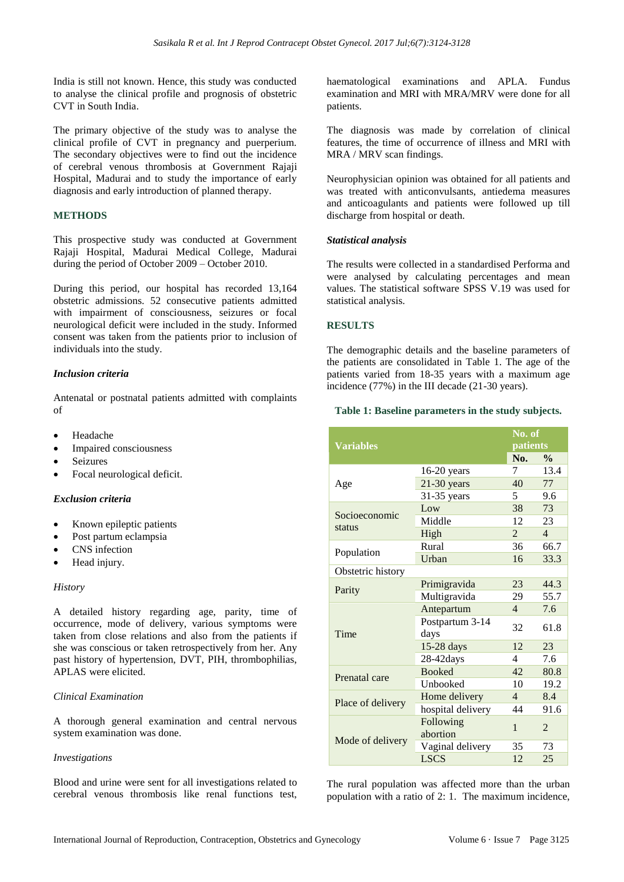India is still not known. Hence, this study was conducted to analyse the clinical profile and prognosis of obstetric CVT in South India.

The primary objective of the study was to analyse the clinical profile of CVT in pregnancy and puerperium. The secondary objectives were to find out the incidence of cerebral venous thrombosis at Government Rajaji Hospital, Madurai and to study the importance of early diagnosis and early introduction of planned therapy.

## METHODS

This prospective study was conducted at Government Rajaji Hospital, Madurai Medical College, Madurai during the period of October 2009 – October 2010.

During this period, our hospital has recorded 13,164 obstetric admissions. 52 consecutive patients admitted with impairment of consciousness, seizures or focal neurological deficit were included in the study. Informed consent was taken from the patients prior to inclusion of individuals into the study.

### *Inclusion criteria*

Antenatal or postnatal patients admitted with complaints of

- Headache
- Impaired consciousness
- Seizures
- Focal neurological deficit.

### *Exclusion criteria*

- Known epileptic patients
- Post partum eclampsia
- CNS infection
- Head injury.

*History*

A detailed history regarding age, parity, time of occurrence, mode of delivery, various symptoms were taken from close relations and also from the patients if she was conscious or taken retrospectively from her. Any past history of hypertension, DVT, PIH, thrombophilias, APLAS were elicited.

*Clinical Examination*

A thorough general examination and central nervous system examination was done.

*Investigations*

Blood and urine were sent for all investigations related to cerebral venous thrombosis like renal functions test, haematological examinations and APLA. Fundus examination and MRI with MRA/MRV were done for all patients.

The diagnosis was made by correlation of clinical features, the time of occurrence of illness and MRI with MRA / MRV scan findings.

Neurophysician opinion was obtained for all patients and was treated with anticonvulsants, antiedema measures and anticoagulants and patients were followed up till discharge from hospital or death.

### *Statistical analysis*

The results were collected in a standardised Performa and were analysed by calculating percentages and mean values. The statistical software SPSS V.19 was used for statistical analysis.

## RESULTS

The demographic details and the baseline parameters of the patients are consolidated in Table 1. The age of the patients varied from 18-35 years with a maximum age incidence (77%) in the III decade (21-30 years).

**Table 1: Baseline parameters in the study subjects.**

| Variables | | No. of patients | |
|---|---|---|---|
| | | No. | % |
| Age | 16-20 years | 7 | 13.4 |
| | 21-30 years | 40 | 77 |
| | 31-35 years | 5 | 9.6 |
| Socioeconomic status | Low | 38 | 73 |
| | Middle | 12 | 23 |
| | High | 2 | 4 |
| Population | Rural | 36 | 66.7 |
| | Urban | 16 | 33.3 |
| Obstetric history | | | |
| Parity | Primigravida | 23 | 44.3 |
| | Multigravida | 29 | 55.7 |
| Time | Antepartum | 4 | 7.6 |
| | Postpartum 3-14 days | 32 | 61.8 |
| | 15-28 days | 12 | 23 |
| | 28-42days | 4 | 7.6 |
| Prenatal care | Booked | 42 | 80.8 |
| | Unbooked | 10 | 19.2 |
| Place of delivery | Home delivery | 4 | 8.4 |
| | hospital delivery | 44 | 91.6 |
| Mode of delivery | Following abortion | 1 | 2 |
| | Vaginal delivery | 35 | 73 |
| | LSCS | 12 | 25 |

The rural population was affected more than the urban population with a ratio of 2: 1. The maximum incidence,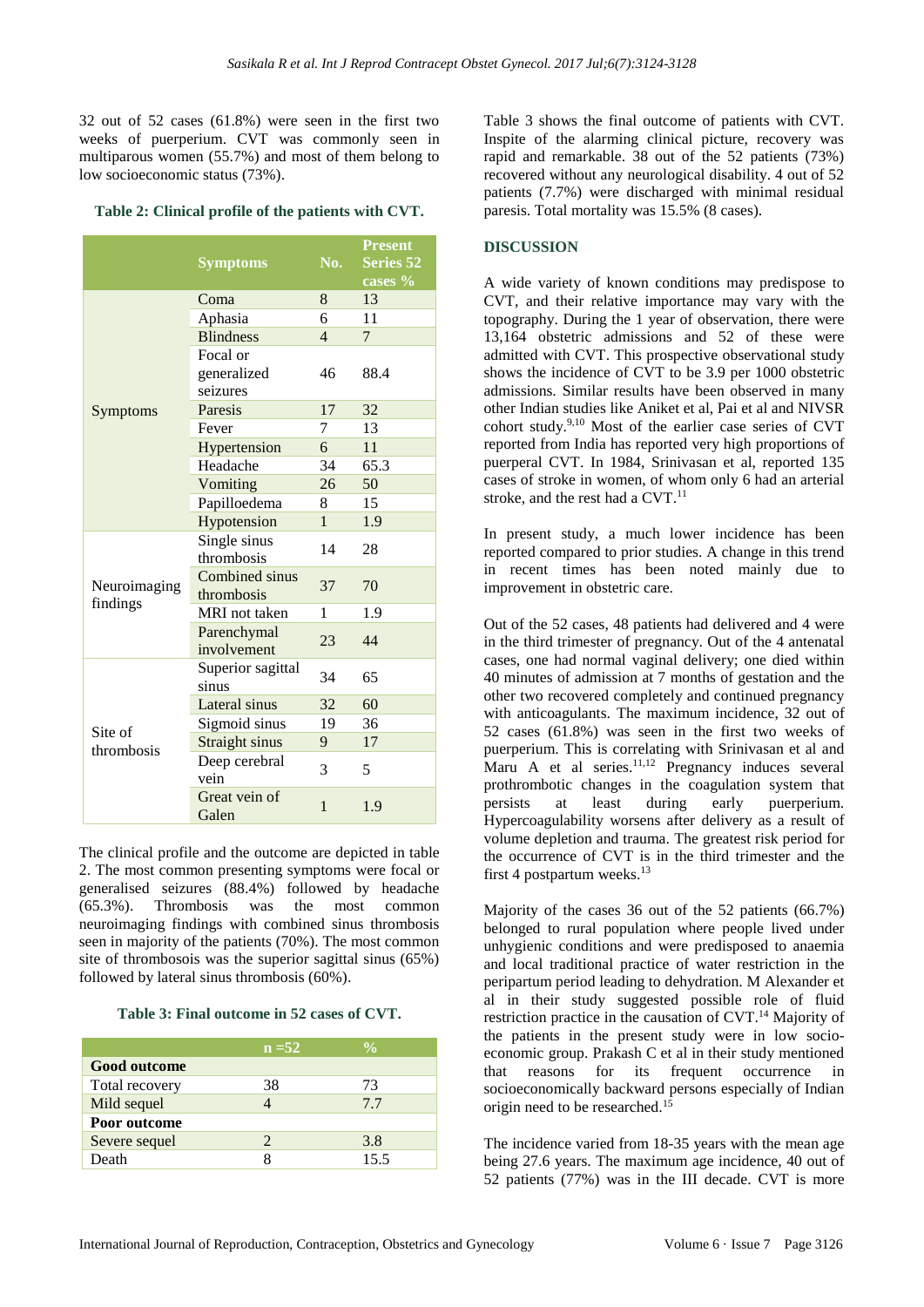32 out of 52 cases (61.8%) were seen in the first two weeks of puerperium. CVT was commonly seen in multiparous women (55.7%) and most of them belong to low socioeconomic status (73%).

**Table 2: Clinical profile of the patients with CVT.**

| | Symptoms | No. | Present Series 52 cases % |
|---|---|---|---|
| Symptoms | Coma | 8 | 13 |
| | Aphasia | 6 | 11 |
| | Blindness | 4 | 7 |
| | Focal or generalized seizures | 46 | 88.4 |
| | Paresis | 17 | 32 |
| | Fever | 7 | 13 |
| | Hypertension | 6 | 11 |
| | Headache | 34 | 65.3 |
| | Vomiting | 26 | 50 |
| | Papilloedema | 8 | 15 |
| | Hypotension | 1 | 1.9 |
| Neuroimaging findings | Single sinus thrombosis | 14 | 28 |
| | Combined sinus thrombosis | 37 | 70 |
| | MRI not taken | 1 | 1.9 |
| | Parenchymal involvement | 23 | 44 |
| Site of thrombosis | Superior sagittal sinus | 34 | 65 |
| | Lateral sinus | 32 | 60 |
| | Sigmoid sinus | 19 | 36 |
| | Straight sinus | 9 | 17 |
| | Deep cerebral vein | 3 | 5 |
| | Great vein of Galen | 1 | 1.9 |

The clinical profile and the outcome are depicted in table 2. The most common presenting symptoms were focal or generalised seizures (88.4%) followed by headache (65.3%). Thrombosis was the most common neuroimaging findings with combined sinus thrombosis seen in majority of the patients (70%). The most common site of thrombosois was the superior sagittal sinus (65%) followed by lateral sinus thrombosis (60%).

**Table 3: Final outcome in 52 cases of CVT.**

| | n =52 | % |
|---|---|---|
| **Good outcome** | | |
| Total recovery | 38 | 73 |
| Mild sequel | 4 | 7.7 |
| **Poor outcome** | | |
| Severe sequel | 2 | 3.8 |
| Death | 8 | 15.5 |

Table 3 shows the final outcome of patients with CVT. Inspite of the alarming clinical picture, recovery was rapid and remarkable. 38 out of the 52 patients (73%) recovered without any neurological disability. 4 out of 52 patients (7.7%) were discharged with minimal residual paresis. Total mortality was 15.5% (8 cases).

## DISCUSSION

A wide variety of known conditions may predispose to CVT, and their relative importance may vary with the topography. During the 1 year of observation, there were 13,164 obstetric admissions and 52 of these were admitted with CVT. This prospective observational study shows the incidence of CVT to be 3.9 per 1000 obstetric admissions. Similar results have been observed in many other Indian studies like Aniket et al, Pai et al and NIVSR cohort study.[9,10] Most of the earlier case series of CVT reported from India has reported very high proportions of puerperal CVT. In 1984, Srinivasan et al, reported 135 cases of stroke in women, of whom only 6 had an arterial stroke, and the rest had a CVT.[11]

In present study, a much lower incidence has been reported compared to prior studies. A change in this trend in recent times has been noted mainly due to improvement in obstetric care.

Out of the 52 cases, 48 patients had delivered and 4 were in the third trimester of pregnancy. Out of the 4 antenatal cases, one had normal vaginal delivery; one died within 40 minutes of admission at 7 months of gestation and the other two recovered completely and continued pregnancy with anticoagulants. The maximum incidence, 32 out of 52 cases (61.8%) was seen in the first two weeks of puerperium. This is correlating with Srinivasan et al and Maru A et al series.[11,12] Pregnancy induces several prothrombotic changes in the coagulation system that persists at least during early puerperium. Hypercoagulability worsens after delivery as a result of volume depletion and trauma. The greatest risk period for the occurrence of CVT is in the third trimester and the first 4 postpartum weeks.[13]

Majority of the cases 36 out of the 52 patients (66.7%) belonged to rural population where people lived under unhygienic conditions and were predisposed to anaemia and local traditional practice of water restriction in the peripartum period leading to dehydration. M Alexander et al in their study suggested possible role of fluid restriction practice in the causation of CVT.[14] Majority of the patients in the present study were in low socio-economic group. Prakash C et al in their study mentioned that reasons for its frequent occurrence in socioeconomically backward persons especially of Indian origin need to be researched.[15]

The incidence varied from 18-35 years with the mean age being 27.6 years. The maximum age incidence, 40 out of 52 patients (77%) was in the III decade. CVT is more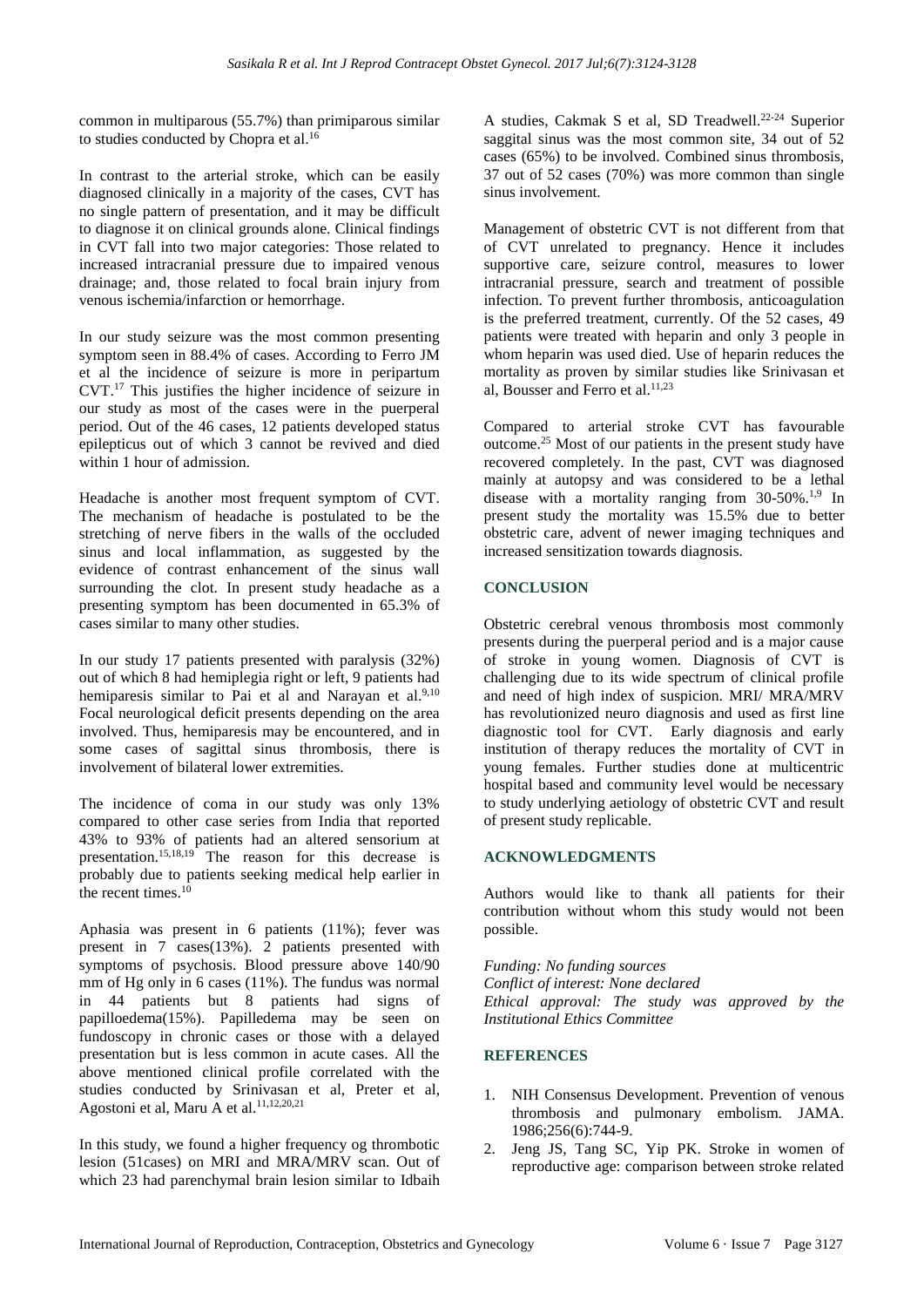common in multiparous (55.7%) than primiparous similar to studies conducted by Chopra et al.[16]

In contrast to the arterial stroke, which can be easily diagnosed clinically in a majority of the cases, CVT has no single pattern of presentation, and it may be difficult to diagnose it on clinical grounds alone. Clinical findings in CVT fall into two major categories: Those related to increased intracranial pressure due to impaired venous drainage; and, those related to focal brain injury from venous ischemia/infarction or hemorrhage.

In our study seizure was the most common presenting symptom seen in 88.4% of cases. According to Ferro JM et al the incidence of seizure is more in peripartum CVT.[17] This justifies the higher incidence of seizure in our study as most of the cases were in the puerperal period. Out of the 46 cases, 12 patients developed status epilepticus out of which 3 cannot be revived and died within 1 hour of admission.

Headache is another most frequent symptom of CVT. The mechanism of headache is postulated to be the stretching of nerve fibers in the walls of the occluded sinus and local inflammation, as suggested by the evidence of contrast enhancement of the sinus wall surrounding the clot. In present study headache as a presenting symptom has been documented in 65.3% of cases similar to many other studies.

In our study 17 patients presented with paralysis (32%) out of which 8 had hemiplegia right or left, 9 patients had hemiparesis similar to Pai et al and Narayan et al.[9,10] Focal neurological deficit presents depending on the area involved. Thus, hemiparesis may be encountered, and in some cases of sagittal sinus thrombosis, there is involvement of bilateral lower extremities.

The incidence of coma in our study was only 13% compared to other case series from India that reported 43% to 93% of patients had an altered sensorium at presentation.[15,18,19] The reason for this decrease is probably due to patients seeking medical help earlier in the recent times.[10]

Aphasia was present in 6 patients (11%); fever was present in 7 cases(13%). 2 patients presented with symptoms of psychosis. Blood pressure above 140/90 mm of Hg only in 6 cases (11%). The fundus was normal in 44 patients but 8 patients had signs of papilloedema(15%). Papilledema may be seen on fundoscopy in chronic cases or those with a delayed presentation but is less common in acute cases. All the above mentioned clinical profile correlated with the studies conducted by Srinivasan et al, Preter et al, Agostoni et al, Maru A et al.[11,12,20,21]

In this study, we found a higher frequency og thrombotic lesion (51cases) on MRI and MRA/MRV scan. Out of which 23 had parenchymal brain lesion similar to Idbaih A studies, Cakmak S et al, SD Treadwell.[22-24] Superior saggital sinus was the most common site, 34 out of 52 cases (65%) to be involved. Combined sinus thrombosis, 37 out of 52 cases (70%) was more common than single sinus involvement.

Management of obstetric CVT is not different from that of CVT unrelated to pregnancy. Hence it includes supportive care, seizure control, measures to lower intracranial pressure, search and treatment of possible infection. To prevent further thrombosis, anticoagulation is the preferred treatment, currently. Of the 52 cases, 49 patients were treated with heparin and only 3 people in whom heparin was used died. Use of heparin reduces the mortality as proven by similar studies like Srinivasan et al, Bousser and Ferro et al.[11,23]

Compared to arterial stroke CVT has favourable outcome.[25] Most of our patients in the present study have recovered completely. In the past, CVT was diagnosed mainly at autopsy and was considered to be a lethal disease with a mortality ranging from 30-50%.[1,9] In present study the mortality was 15.5% due to better obstetric care, advent of newer imaging techniques and increased sensitization towards diagnosis.

## CONCLUSION

Obstetric cerebral venous thrombosis most commonly presents during the puerperal period and is a major cause of stroke in young women. Diagnosis of CVT is challenging due to its wide spectrum of clinical profile and need of high index of suspicion. MRI/ MRA/MRV has revolutionized neuro diagnosis and used as first line diagnostic tool for CVT. Early diagnosis and early institution of therapy reduces the mortality of CVT in young females. Further studies done at multicentric hospital based and community level would be necessary to study underlying aetiology of obstetric CVT and result of present study replicable.

## ACKNOWLEDGMENTS

Authors would like to thank all patients for their contribution without whom this study would not been possible.

*Funding: No funding sources*
*Conflict of interest: None declared*
*Ethical approval: The study was approved by the Institutional Ethics Committee*

## REFERENCES

1. NIH Consensus Development. Prevention of venous thrombosis and pulmonary embolism. JAMA. 1986;256(6):744-9.
2. Jeng JS, Tang SC, Yip PK. Stroke in women of reproductive age: comparison between stroke related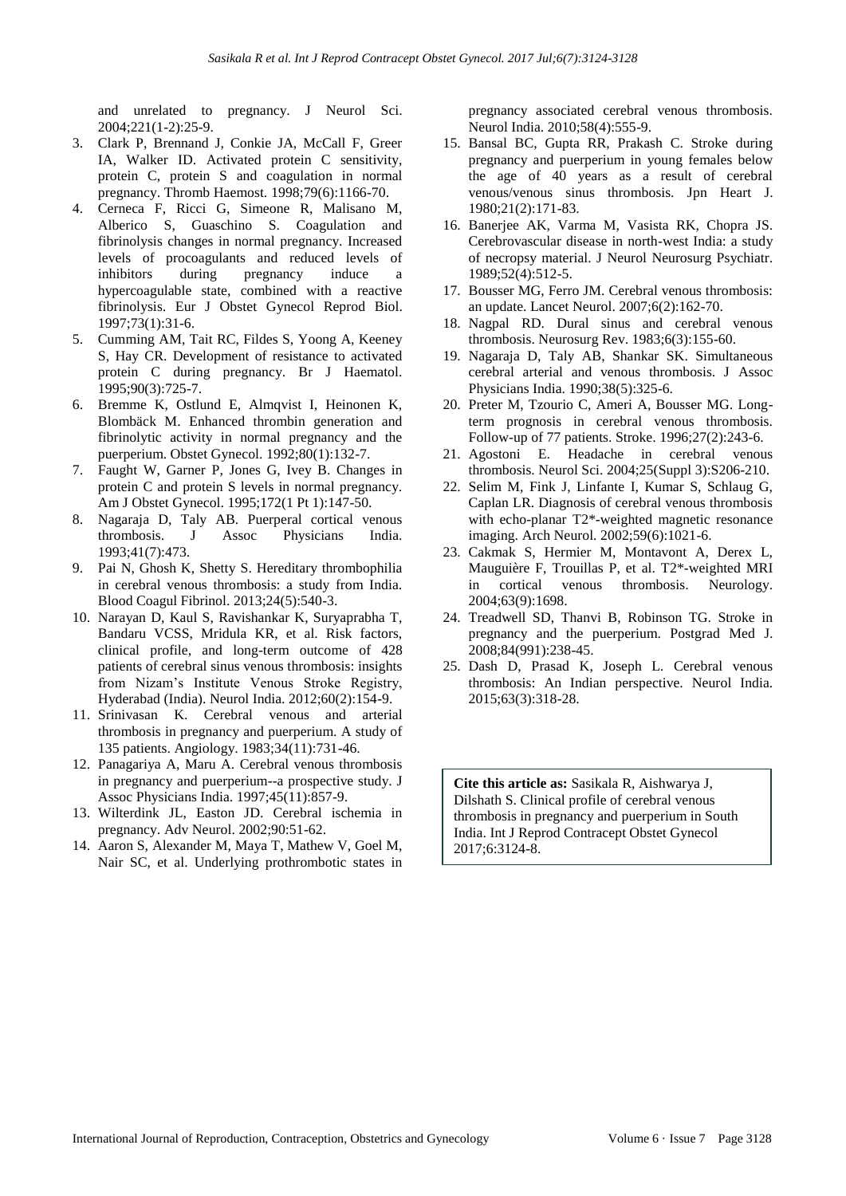and unrelated to pregnancy. J Neurol Sci. 2004;221(1-2):25-9.

3. Clark P, Brennand J, Conkie JA, McCall F, Greer IA, Walker ID. Activated protein C sensitivity, protein C, protein S and coagulation in normal pregnancy. Thromb Haemost. 1998;79(6):1166-70.
4. Cerneca F, Ricci G, Simeone R, Malisano M, Alberico S, Guaschino S. Coagulation and fibrinolysis changes in normal pregnancy. Increased levels of procoagulants and reduced levels of inhibitors during pregnancy induce a hypercoagulable state, combined with a reactive fibrinolysis. Eur J Obstet Gynecol Reprod Biol. 1997;73(1):31-6.
5. Cumming AM, Tait RC, Fildes S, Yoong A, Keeney S, Hay CR. Development of resistance to activated protein C during pregnancy. Br J Haematol. 1995;90(3):725-7.
6. Bremme K, Ostlund E, Almqvist I, Heinonen K, Blombäck M. Enhanced thrombin generation and fibrinolytic activity in normal pregnancy and the puerperium. Obstet Gynecol. 1992;80(1):132-7.
7. Faught W, Garner P, Jones G, Ivey B. Changes in protein C and protein S levels in normal pregnancy. Am J Obstet Gynecol. 1995;172(1 Pt 1):147-50.
8. Nagaraja D, Taly AB. Puerperal cortical venous thrombosis. J Assoc Physicians India. 1993;41(7):473.
9. Pai N, Ghosh K, Shetty S. Hereditary thrombophilia in cerebral venous thrombosis: a study from India. Blood Coagul Fibrinol. 2013;24(5):540-3.
10. Narayan D, Kaul S, Ravishankar K, Suryaprabha T, Bandaru VCSS, Mridula KR, et al. Risk factors, clinical profile, and long-term outcome of 428 patients of cerebral sinus venous thrombosis: insights from Nizam's Institute Venous Stroke Registry, Hyderabad (India). Neurol India. 2012;60(2):154-9.
11. Srinivasan K. Cerebral venous and arterial thrombosis in pregnancy and puerperium. A study of 135 patients. Angiology. 1983;34(11):731-46.
12. Panagariya A, Maru A. Cerebral venous thrombosis in pregnancy and puerperium--a prospective study. J Assoc Physicians India. 1997;45(11):857-9.
13. Wilterdink JL, Easton JD. Cerebral ischemia in pregnancy. Adv Neurol. 2002;90:51-62.
14. Aaron S, Alexander M, Maya T, Mathew V, Goel M, Nair SC, et al. Underlying prothrombotic states in pregnancy associated cerebral venous thrombosis. Neurol India. 2010;58(4):555-9.
15. Bansal BC, Gupta RR, Prakash C. Stroke during pregnancy and puerperium in young females below the age of 40 years as a result of cerebral venous/venous sinus thrombosis. Jpn Heart J. 1980;21(2):171-83.
16. Banerjee AK, Varma M, Vasista RK, Chopra JS. Cerebrovascular disease in north-west India: a study of necropsy material. J Neurol Neurosurg Psychiatr. 1989;52(4):512-5.
17. Bousser MG, Ferro JM. Cerebral venous thrombosis: an update. Lancet Neurol. 2007;6(2):162-70.
18. Nagpal RD. Dural sinus and cerebral venous thrombosis. Neurosurg Rev. 1983;6(3):155-60.
19. Nagaraja D, Taly AB, Shankar SK. Simultaneous cerebral arterial and venous thrombosis. J Assoc Physicians India. 1990;38(5):325-6.
20. Preter M, Tzourio C, Ameri A, Bousser MG. Long-term prognosis in cerebral venous thrombosis. Follow-up of 77 patients. Stroke. 1996;27(2):243-6.
21. Agostoni E. Headache in cerebral venous thrombosis. Neurol Sci. 2004;25(Suppl 3):S206-210.
22. Selim M, Fink J, Linfante I, Kumar S, Schlaug G, Caplan LR. Diagnosis of cerebral venous thrombosis with echo-planar T2*-weighted magnetic resonance imaging. Arch Neurol. 2002;59(6):1021-6.
23. Cakmak S, Hermier M, Montavont A, Derex L, Mauguière F, Trouillas P, et al. T2*-weighted MRI in cortical venous thrombosis. Neurology. 2004;63(9):1698.
24. Treadwell SD, Thanvi B, Robinson TG. Stroke in pregnancy and the puerperium. Postgrad Med J. 2008;84(991):238-45.
25. Dash D, Prasad K, Joseph L. Cerebral venous thrombosis: An Indian perspective. Neurol India. 2015;63(3):318-28.

**Cite this article as:** Sasikala R, Aishwarya J, Dilshath S. Clinical profile of cerebral venous thrombosis in pregnancy and puerperium in South India. Int J Reprod Contracept Obstet Gynecol 2017;6:3124-8.